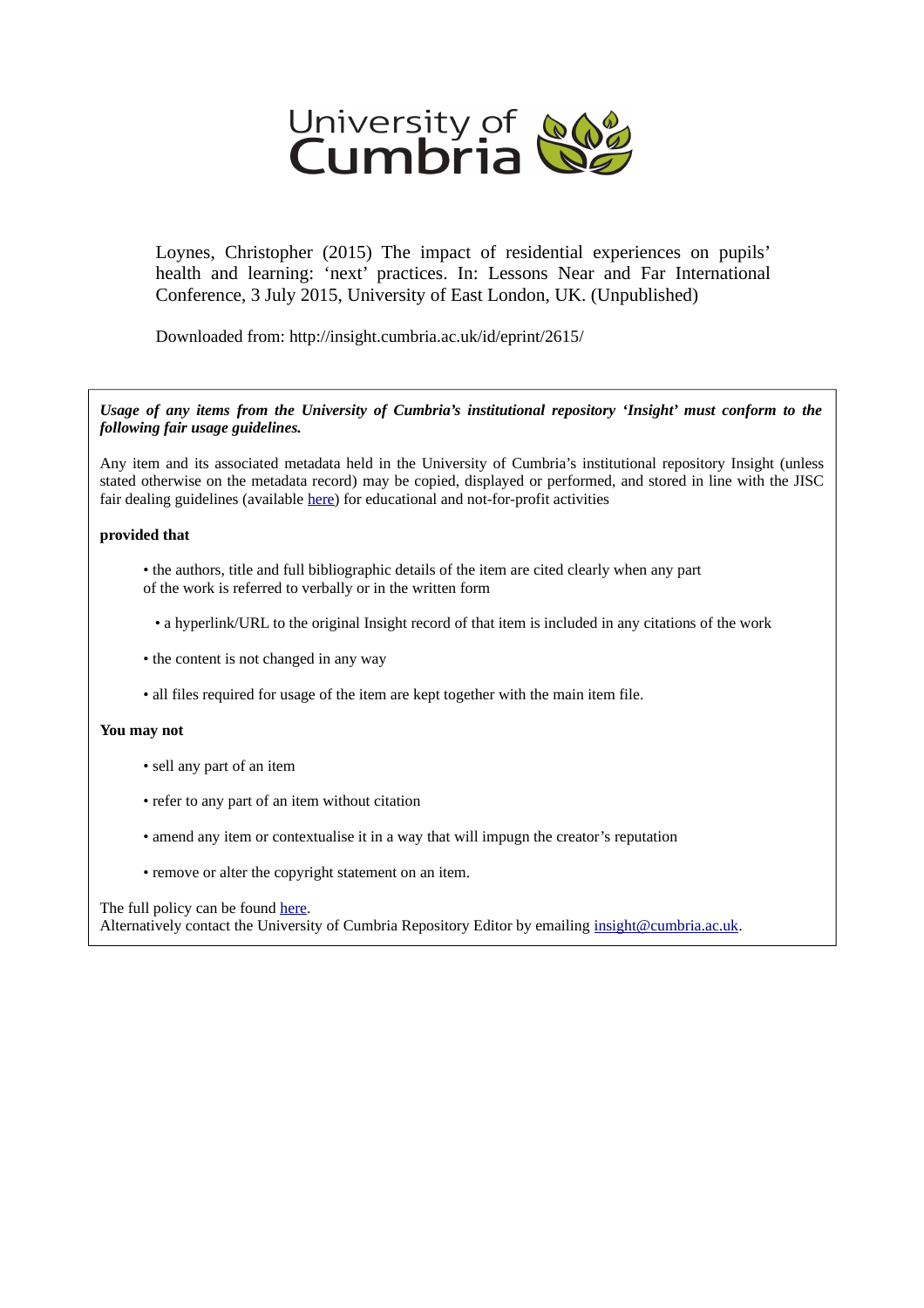University of Cumbria

Loynes, Christopher (2015) The impact of residential experiences on pupils' health and learning: 'next' practices. In: Lessons Near and Far International Conference, 3 July 2015, University of East London, UK. (Unpublished)

Downloaded from: http://insight.cumbria.ac.uk/id/eprint/2615/

***Usage of any items from the University of Cumbria's institutional repository 'Insight' must conform to the following fair usage guidelines.***

Any item and its associated metadata held in the University of Cumbria's institutional repository Insight (unless stated otherwise on the metadata record) may be copied, displayed or performed, and stored in line with the JISC fair dealing guidelines (available here) for educational and not-for-profit activities

**provided that**

- the authors, title and full bibliographic details of the item are cited clearly when any part of the work is referred to verbally or in the written form
- a hyperlink/URL to the original Insight record of that item is included in any citations of the work
- the content is not changed in any way
- all files required for usage of the item are kept together with the main item file.

**You may not**

- sell any part of an item
- refer to any part of an item without citation
- amend any item or contextualise it in a way that will impugn the creator's reputation
- remove or alter the copyright statement on an item.

The full policy can be found here.
Alternatively contact the University of Cumbria Repository Editor by emailing insight@cumbria.ac.uk.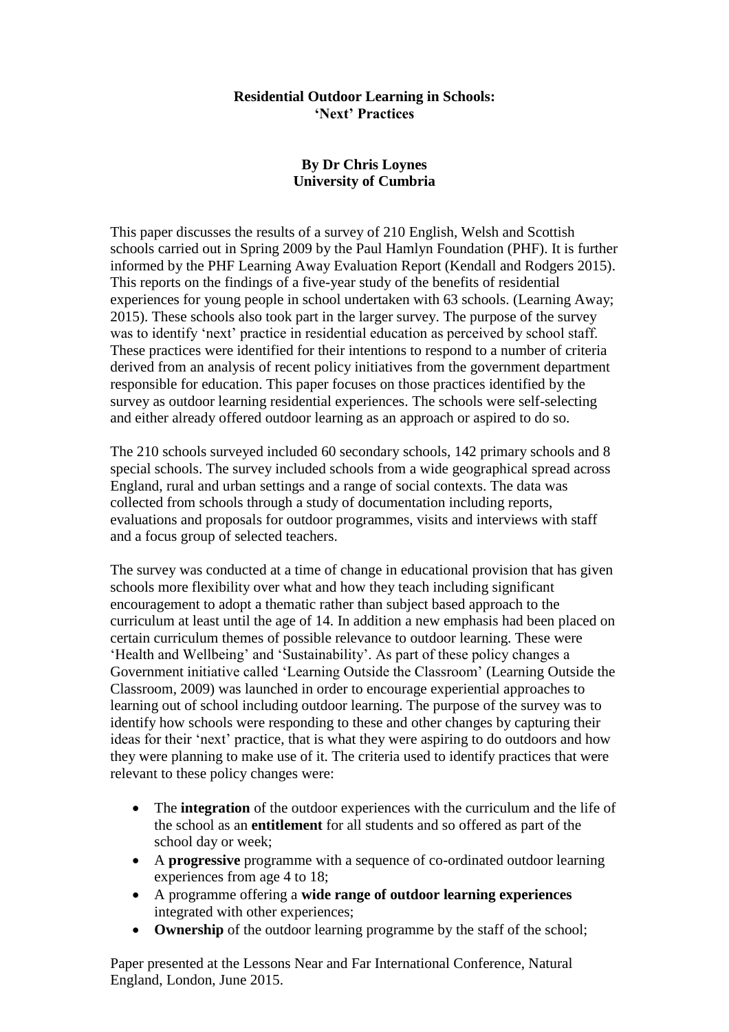**Residential Outdoor Learning in Schools: 'Next' Practices**

**By Dr Chris Loynes**
**University of Cumbria**

This paper discusses the results of a survey of 210 English, Welsh and Scottish schools carried out in Spring 2009 by the Paul Hamlyn Foundation (PHF). It is further informed by the PHF Learning Away Evaluation Report (Kendall and Rodgers 2015). This reports on the findings of a five-year study of the benefits of residential experiences for young people in school undertaken with 63 schools. (Learning Away; 2015). These schools also took part in the larger survey. The purpose of the survey was to identify 'next' practice in residential education as perceived by school staff. These practices were identified for their intentions to respond to a number of criteria derived from an analysis of recent policy initiatives from the government department responsible for education. This paper focuses on those practices identified by the survey as outdoor learning residential experiences. The schools were self-selecting and either already offered outdoor learning as an approach or aspired to do so.

The 210 schools surveyed included 60 secondary schools, 142 primary schools and 8 special schools. The survey included schools from a wide geographical spread across England, rural and urban settings and a range of social contexts. The data was collected from schools through a study of documentation including reports, evaluations and proposals for outdoor programmes, visits and interviews with staff and a focus group of selected teachers.

The survey was conducted at a time of change in educational provision that has given schools more flexibility over what and how they teach including significant encouragement to adopt a thematic rather than subject based approach to the curriculum at least until the age of 14. In addition a new emphasis had been placed on certain curriculum themes of possible relevance to outdoor learning. These were 'Health and Wellbeing' and 'Sustainability'. As part of these policy changes a Government initiative called 'Learning Outside the Classroom' (Learning Outside the Classroom, 2009) was launched in order to encourage experiential approaches to learning out of school including outdoor learning. The purpose of the survey was to identify how schools were responding to these and other changes by capturing their ideas for their 'next' practice, that is what they were aspiring to do outdoors and how they were planning to make use of it. The criteria used to identify practices that were relevant to these policy changes were:

- The **integration** of the outdoor experiences with the curriculum and the life of the school as an **entitlement** for all students and so offered as part of the school day or week;
- A **progressive** programme with a sequence of co-ordinated outdoor learning experiences from age 4 to 18;
- A programme offering a **wide range of outdoor learning experiences** integrated with other experiences;
- **Ownership** of the outdoor learning programme by the staff of the school;

Paper presented at the Lessons Near and Far International Conference, Natural England, London, June 2015.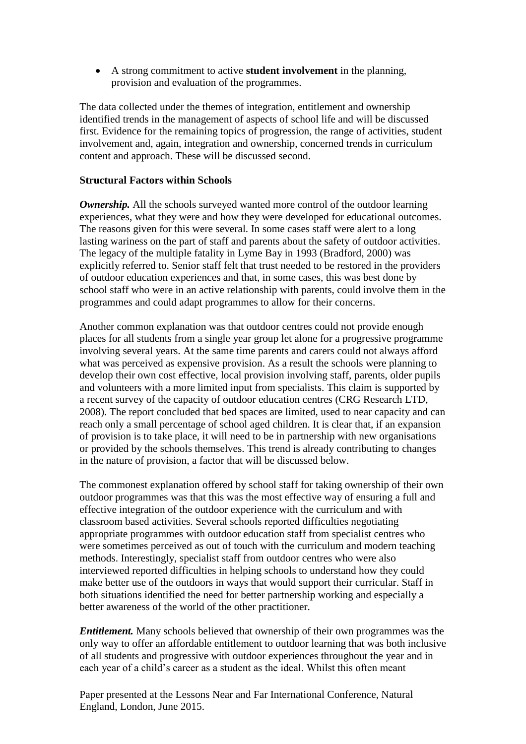- A strong commitment to active **student involvement** in the planning, provision and evaluation of the programmes.

The data collected under the themes of integration, entitlement and ownership identified trends in the management of aspects of school life and will be discussed first. Evidence for the remaining topics of progression, the range of activities, student involvement and, again, integration and ownership, concerned trends in curriculum content and approach. These will be discussed second.

**Structural Factors within Schools**

***Ownership.*** All the schools surveyed wanted more control of the outdoor learning experiences, what they were and how they were developed for educational outcomes. The reasons given for this were several. In some cases staff were alert to a long lasting wariness on the part of staff and parents about the safety of outdoor activities. The legacy of the multiple fatality in Lyme Bay in 1993 (Bradford, 2000) was explicitly referred to. Senior staff felt that trust needed to be restored in the providers of outdoor education experiences and that, in some cases, this was best done by school staff who were in an active relationship with parents, could involve them in the programmes and could adapt programmes to allow for their concerns.

Another common explanation was that outdoor centres could not provide enough places for all students from a single year group let alone for a progressive programme involving several years. At the same time parents and carers could not always afford what was perceived as expensive provision. As a result the schools were planning to develop their own cost effective, local provision involving staff, parents, older pupils and volunteers with a more limited input from specialists. This claim is supported by a recent survey of the capacity of outdoor education centres (CRG Research LTD, 2008). The report concluded that bed spaces are limited, used to near capacity and can reach only a small percentage of school aged children. It is clear that, if an expansion of provision is to take place, it will need to be in partnership with new organisations or provided by the schools themselves. This trend is already contributing to changes in the nature of provision, a factor that will be discussed below.

The commonest explanation offered by school staff for taking ownership of their own outdoor programmes was that this was the most effective way of ensuring a full and effective integration of the outdoor experience with the curriculum and with classroom based activities. Several schools reported difficulties negotiating appropriate programmes with outdoor education staff from specialist centres who were sometimes perceived as out of touch with the curriculum and modern teaching methods. Interestingly, specialist staff from outdoor centres who were also interviewed reported difficulties in helping schools to understand how they could make better use of the outdoors in ways that would support their curricular. Staff in both situations identified the need for better partnership working and especially a better awareness of the world of the other practitioner.

***Entitlement.*** Many schools believed that ownership of their own programmes was the only way to offer an affordable entitlement to outdoor learning that was both inclusive of all students and progressive with outdoor experiences throughout the year and in each year of a child's career as a student as the ideal. Whilst this often meant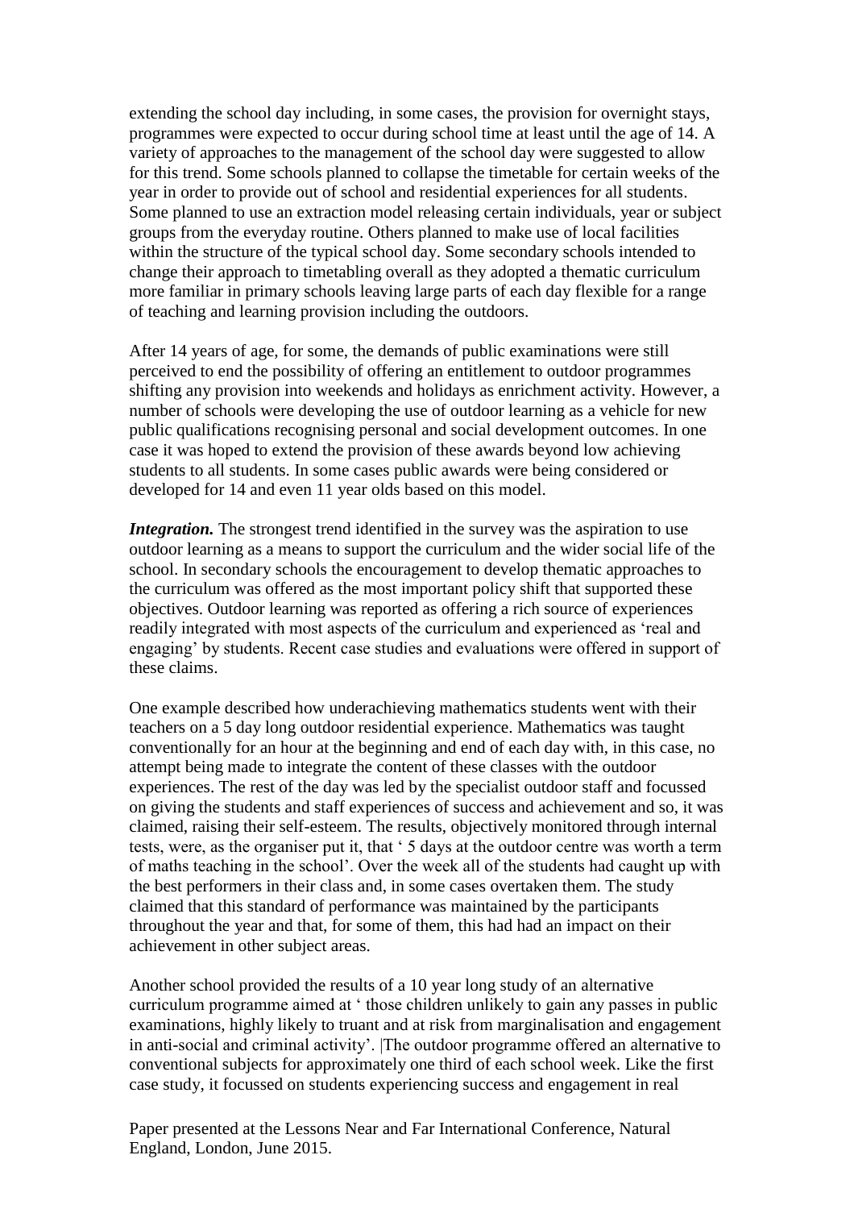extending the school day including, in some cases, the provision for overnight stays, programmes were expected to occur during school time at least until the age of 14. A variety of approaches to the management of the school day were suggested to allow for this trend. Some schools planned to collapse the timetable for certain weeks of the year in order to provide out of school and residential experiences for all students. Some planned to use an extraction model releasing certain individuals, year or subject groups from the everyday routine. Others planned to make use of local facilities within the structure of the typical school day. Some secondary schools intended to change their approach to timetabling overall as they adopted a thematic curriculum more familiar in primary schools leaving large parts of each day flexible for a range of teaching and learning provision including the outdoors.

After 14 years of age, for some, the demands of public examinations were still perceived to end the possibility of offering an entitlement to outdoor programmes shifting any provision into weekends and holidays as enrichment activity. However, a number of schools were developing the use of outdoor learning as a vehicle for new public qualifications recognising personal and social development outcomes. In one case it was hoped to extend the provision of these awards beyond low achieving students to all students. In some cases public awards were being considered or developed for 14 and even 11 year olds based on this model.

***Integration.*** The strongest trend identified in the survey was the aspiration to use outdoor learning as a means to support the curriculum and the wider social life of the school. In secondary schools the encouragement to develop thematic approaches to the curriculum was offered as the most important policy shift that supported these objectives. Outdoor learning was reported as offering a rich source of experiences readily integrated with most aspects of the curriculum and experienced as 'real and engaging' by students. Recent case studies and evaluations were offered in support of these claims.

One example described how underachieving mathematics students went with their teachers on a 5 day long outdoor residential experience. Mathematics was taught conventionally for an hour at the beginning and end of each day with, in this case, no attempt being made to integrate the content of these classes with the outdoor experiences. The rest of the day was led by the specialist outdoor staff and focussed on giving the students and staff experiences of success and achievement and so, it was claimed, raising their self-esteem. The results, objectively monitored through internal tests, were, as the organiser put it, that ' 5 days at the outdoor centre was worth a term of maths teaching in the school'. Over the week all of the students had caught up with the best performers in their class and, in some cases overtaken them. The study claimed that this standard of performance was maintained by the participants throughout the year and that, for some of them, this had had an impact on their achievement in other subject areas.

Another school provided the results of a 10 year long study of an alternative curriculum programme aimed at ' those children unlikely to gain any passes in public examinations, highly likely to truant and at risk from marginalisation and engagement in anti-social and criminal activity'. |The outdoor programme offered an alternative to conventional subjects for approximately one third of each school week. Like the first case study, it focussed on students experiencing success and engagement in real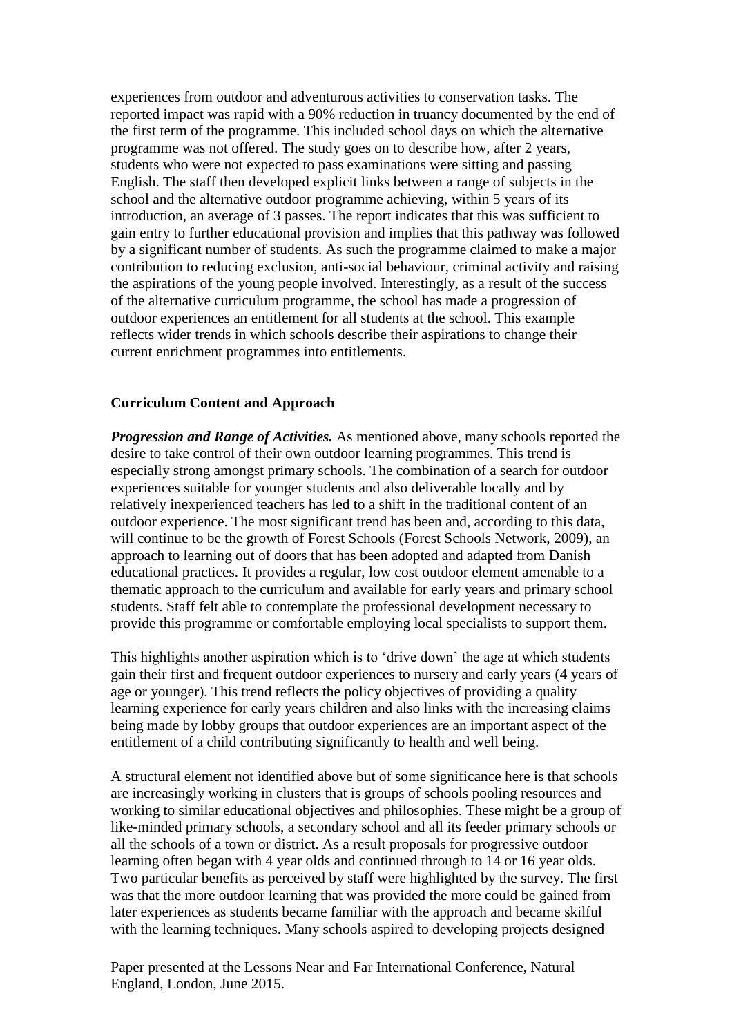experiences from outdoor and adventurous activities to conservation tasks. The reported impact was rapid with a 90% reduction in truancy documented by the end of the first term of the programme. This included school days on which the alternative programme was not offered. The study goes on to describe how, after 2 years, students who were not expected to pass examinations were sitting and passing English. The staff then developed explicit links between a range of subjects in the school and the alternative outdoor programme achieving, within 5 years of its introduction, an average of 3 passes. The report indicates that this was sufficient to gain entry to further educational provision and implies that this pathway was followed by a significant number of students. As such the programme claimed to make a major contribution to reducing exclusion, anti-social behaviour, criminal activity and raising the aspirations of the young people involved. Interestingly, as a result of the success of the alternative curriculum programme, the school has made a progression of outdoor experiences an entitlement for all students at the school. This example reflects wider trends in which schools describe their aspirations to change their current enrichment programmes into entitlements.

## Curriculum Content and Approach

***Progression and Range of Activities.*** As mentioned above, many schools reported the desire to take control of their own outdoor learning programmes. This trend is especially strong amongst primary schools. The combination of a search for outdoor experiences suitable for younger students and also deliverable locally and by relatively inexperienced teachers has led to a shift in the traditional content of an outdoor experience. The most significant trend has been and, according to this data, will continue to be the growth of Forest Schools (Forest Schools Network, 2009), an approach to learning out of doors that has been adopted and adapted from Danish educational practices. It provides a regular, low cost outdoor element amenable to a thematic approach to the curriculum and available for early years and primary school students. Staff felt able to contemplate the professional development necessary to provide this programme or comfortable employing local specialists to support them.

This highlights another aspiration which is to 'drive down' the age at which students gain their first and frequent outdoor experiences to nursery and early years (4 years of age or younger). This trend reflects the policy objectives of providing a quality learning experience for early years children and also links with the increasing claims being made by lobby groups that outdoor experiences are an important aspect of the entitlement of a child contributing significantly to health and well being.

A structural element not identified above but of some significance here is that schools are increasingly working in clusters that is groups of schools pooling resources and working to similar educational objectives and philosophies. These might be a group of like-minded primary schools, a secondary school and all its feeder primary schools or all the schools of a town or district. As a result proposals for progressive outdoor learning often began with 4 year olds and continued through to 14 or 16 year olds. Two particular benefits as perceived by staff were highlighted by the survey. The first was that the more outdoor learning that was provided the more could be gained from later experiences as students became familiar with the approach and became skilful with the learning techniques. Many schools aspired to developing projects designed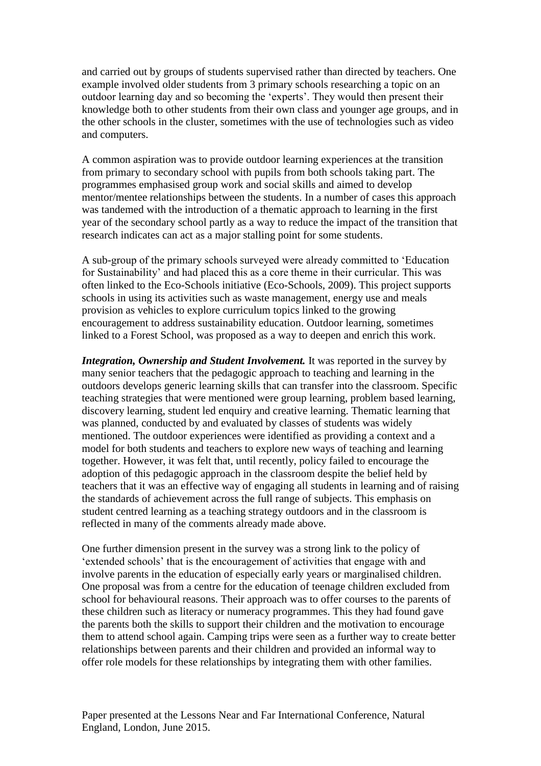and carried out by groups of students supervised rather than directed by teachers. One example involved older students from 3 primary schools researching a topic on an outdoor learning day and so becoming the 'experts'. They would then present their knowledge both to other students from their own class and younger age groups, and in the other schools in the cluster, sometimes with the use of technologies such as video and computers.

A common aspiration was to provide outdoor learning experiences at the transition from primary to secondary school with pupils from both schools taking part. The programmes emphasised group work and social skills and aimed to develop mentor/mentee relationships between the students. In a number of cases this approach was tandemed with the introduction of a thematic approach to learning in the first year of the secondary school partly as a way to reduce the impact of the transition that research indicates can act as a major stalling point for some students.

A sub-group of the primary schools surveyed were already committed to 'Education for Sustainability' and had placed this as a core theme in their curricular. This was often linked to the Eco-Schools initiative (Eco-Schools, 2009). This project supports schools in using its activities such as waste management, energy use and meals provision as vehicles to explore curriculum topics linked to the growing encouragement to address sustainability education. Outdoor learning, sometimes linked to a Forest School, was proposed as a way to deepen and enrich this work.

***Integration, Ownership and Student Involvement.*** It was reported in the survey by many senior teachers that the pedagogic approach to teaching and learning in the outdoors develops generic learning skills that can transfer into the classroom. Specific teaching strategies that were mentioned were group learning, problem based learning, discovery learning, student led enquiry and creative learning. Thematic learning that was planned, conducted by and evaluated by classes of students was widely mentioned. The outdoor experiences were identified as providing a context and a model for both students and teachers to explore new ways of teaching and learning together. However, it was felt that, until recently, policy failed to encourage the adoption of this pedagogic approach in the classroom despite the belief held by teachers that it was an effective way of engaging all students in learning and of raising the standards of achievement across the full range of subjects. This emphasis on student centred learning as a teaching strategy outdoors and in the classroom is reflected in many of the comments already made above.

One further dimension present in the survey was a strong link to the policy of 'extended schools' that is the encouragement of activities that engage with and involve parents in the education of especially early years or marginalised children. One proposal was from a centre for the education of teenage children excluded from school for behavioural reasons. Their approach was to offer courses to the parents of these children such as literacy or numeracy programmes. This they had found gave the parents both the skills to support their children and the motivation to encourage them to attend school again. Camping trips were seen as a further way to create better relationships between parents and their children and provided an informal way to offer role models for these relationships by integrating them with other families.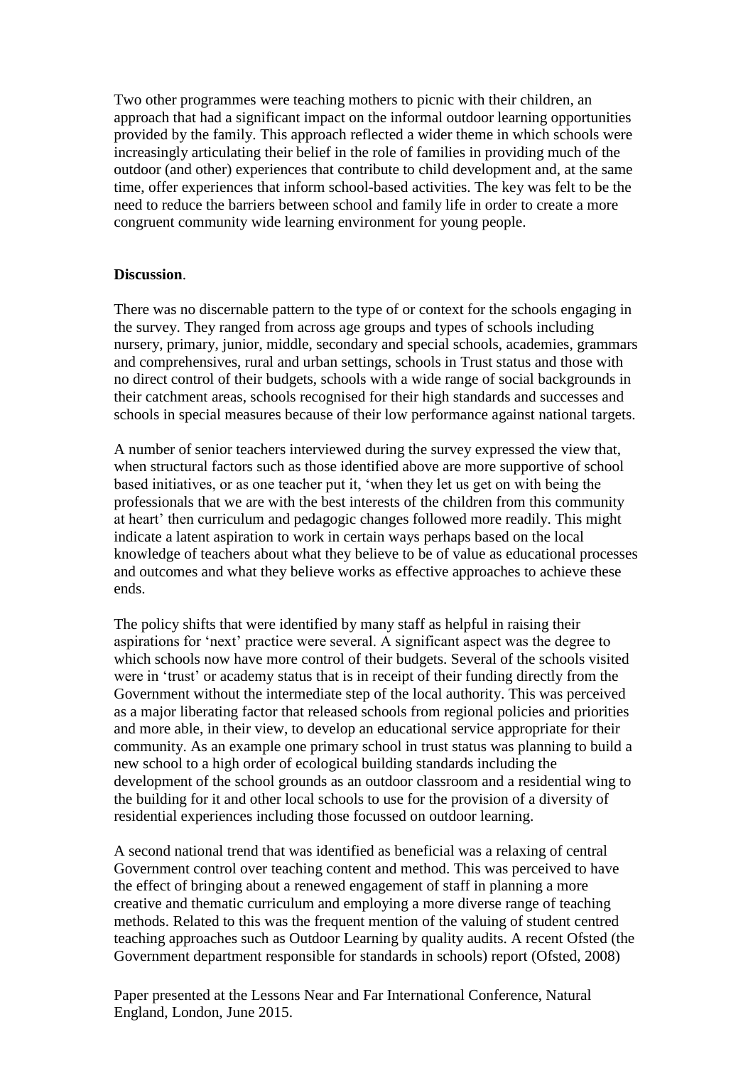Two other programmes were teaching mothers to picnic with their children, an approach that had a significant impact on the informal outdoor learning opportunities provided by the family. This approach reflected a wider theme in which schools were increasingly articulating their belief in the role of families in providing much of the outdoor (and other) experiences that contribute to child development and, at the same time, offer experiences that inform school-based activities. The key was felt to be the need to reduce the barriers between school and family life in order to create a more congruent community wide learning environment for young people.

**Discussion**.

There was no discernable pattern to the type of or context for the schools engaging in the survey. They ranged from across age groups and types of schools including nursery, primary, junior, middle, secondary and special schools, academies, grammars and comprehensives, rural and urban settings, schools in Trust status and those with no direct control of their budgets, schools with a wide range of social backgrounds in their catchment areas, schools recognised for their high standards and successes and schools in special measures because of their low performance against national targets.

A number of senior teachers interviewed during the survey expressed the view that, when structural factors such as those identified above are more supportive of school based initiatives, or as one teacher put it, 'when they let us get on with being the professionals that we are with the best interests of the children from this community at heart' then curriculum and pedagogic changes followed more readily. This might indicate a latent aspiration to work in certain ways perhaps based on the local knowledge of teachers about what they believe to be of value as educational processes and outcomes and what they believe works as effective approaches to achieve these ends.

The policy shifts that were identified by many staff as helpful in raising their aspirations for 'next' practice were several. A significant aspect was the degree to which schools now have more control of their budgets. Several of the schools visited were in 'trust' or academy status that is in receipt of their funding directly from the Government without the intermediate step of the local authority. This was perceived as a major liberating factor that released schools from regional policies and priorities and more able, in their view, to develop an educational service appropriate for their community. As an example one primary school in trust status was planning to build a new school to a high order of ecological building standards including the development of the school grounds as an outdoor classroom and a residential wing to the building for it and other local schools to use for the provision of a diversity of residential experiences including those focussed on outdoor learning.

A second national trend that was identified as beneficial was a relaxing of central Government control over teaching content and method. This was perceived to have the effect of bringing about a renewed engagement of staff in planning a more creative and thematic curriculum and employing a more diverse range of teaching methods. Related to this was the frequent mention of the valuing of student centred teaching approaches such as Outdoor Learning by quality audits. A recent Ofsted (the Government department responsible for standards in schools) report (Ofsted, 2008)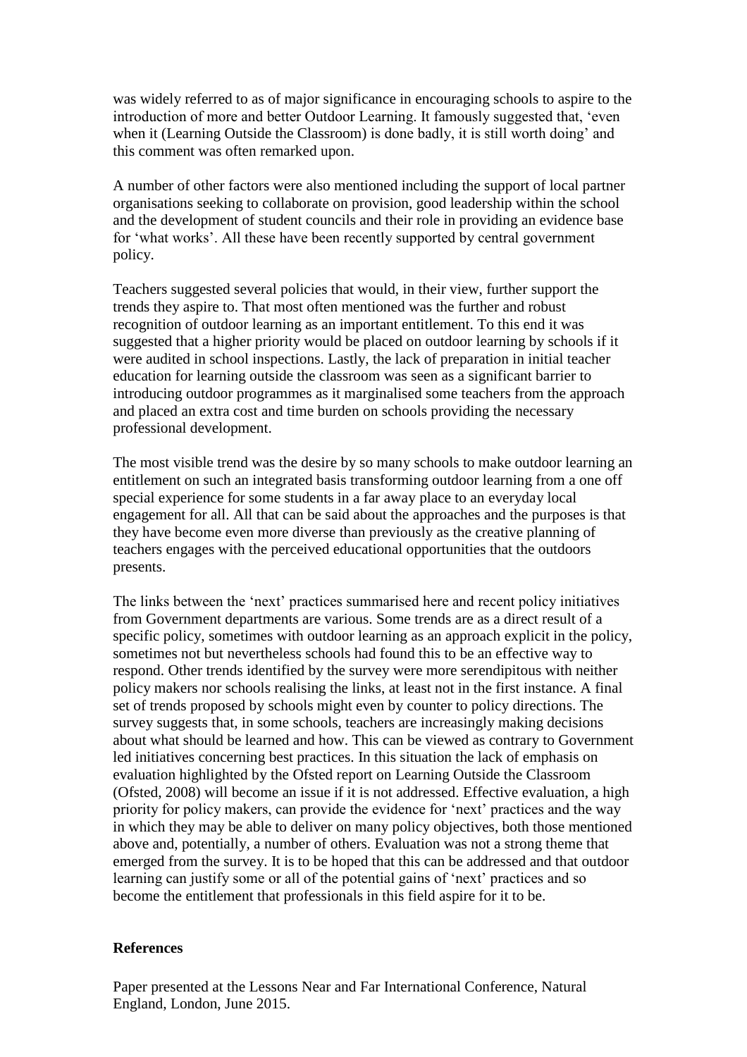was widely referred to as of major significance in encouraging schools to aspire to the introduction of more and better Outdoor Learning. It famously suggested that, 'even when it (Learning Outside the Classroom) is done badly, it is still worth doing' and this comment was often remarked upon.

A number of other factors were also mentioned including the support of local partner organisations seeking to collaborate on provision, good leadership within the school and the development of student councils and their role in providing an evidence base for 'what works'. All these have been recently supported by central government policy.

Teachers suggested several policies that would, in their view, further support the trends they aspire to. That most often mentioned was the further and robust recognition of outdoor learning as an important entitlement. To this end it was suggested that a higher priority would be placed on outdoor learning by schools if it were audited in school inspections. Lastly, the lack of preparation in initial teacher education for learning outside the classroom was seen as a significant barrier to introducing outdoor programmes as it marginalised some teachers from the approach and placed an extra cost and time burden on schools providing the necessary professional development.

The most visible trend was the desire by so many schools to make outdoor learning an entitlement on such an integrated basis transforming outdoor learning from a one off special experience for some students in a far away place to an everyday local engagement for all. All that can be said about the approaches and the purposes is that they have become even more diverse than previously as the creative planning of teachers engages with the perceived educational opportunities that the outdoors presents.

The links between the 'next' practices summarised here and recent policy initiatives from Government departments are various. Some trends are as a direct result of a specific policy, sometimes with outdoor learning as an approach explicit in the policy, sometimes not but nevertheless schools had found this to be an effective way to respond. Other trends identified by the survey were more serendipitous with neither policy makers nor schools realising the links, at least not in the first instance. A final set of trends proposed by schools might even by counter to policy directions. The survey suggests that, in some schools, teachers are increasingly making decisions about what should be learned and how. This can be viewed as contrary to Government led initiatives concerning best practices. In this situation the lack of emphasis on evaluation highlighted by the Ofsted report on Learning Outside the Classroom (Ofsted, 2008) will become an issue if it is not addressed. Effective evaluation, a high priority for policy makers, can provide the evidence for 'next' practices and the way in which they may be able to deliver on many policy objectives, both those mentioned above and, potentially, a number of others. Evaluation was not a strong theme that emerged from the survey. It is to be hoped that this can be addressed and that outdoor learning can justify some or all of the potential gains of 'next' practices and so become the entitlement that professionals in this field aspire for it to be.

**References**

Paper presented at the Lessons Near and Far International Conference, Natural England, London, June 2015.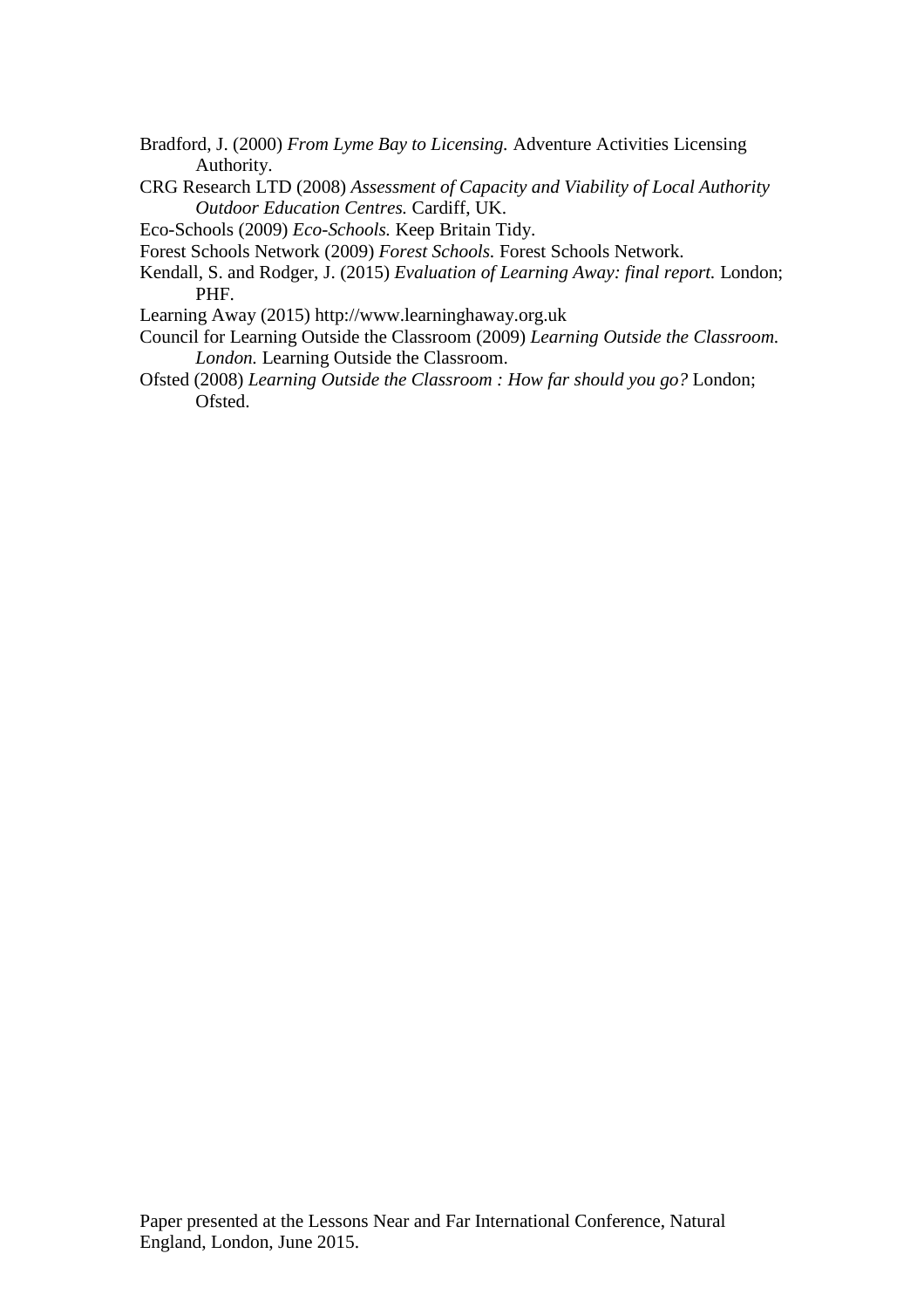Bradford, J. (2000) *From Lyme Bay to Licensing.* Adventure Activities Licensing Authority.

CRG Research LTD (2008) *Assessment of Capacity and Viability of Local Authority Outdoor Education Centres.* Cardiff, UK.

Eco-Schools (2009) *Eco-Schools.* Keep Britain Tidy.

Forest Schools Network (2009) *Forest Schools.* Forest Schools Network.

Kendall, S. and Rodger, J. (2015) *Evaluation of Learning Away: final report.* London; PHF.

Learning Away (2015) http://www.learninghaway.org.uk

Council for Learning Outside the Classroom (2009) *Learning Outside the Classroom. London.* Learning Outside the Classroom.

Ofsted (2008) *Learning Outside the Classroom : How far should you go?* London; Ofsted.

Paper presented at the Lessons Near and Far International Conference, Natural England, London, June 2015.